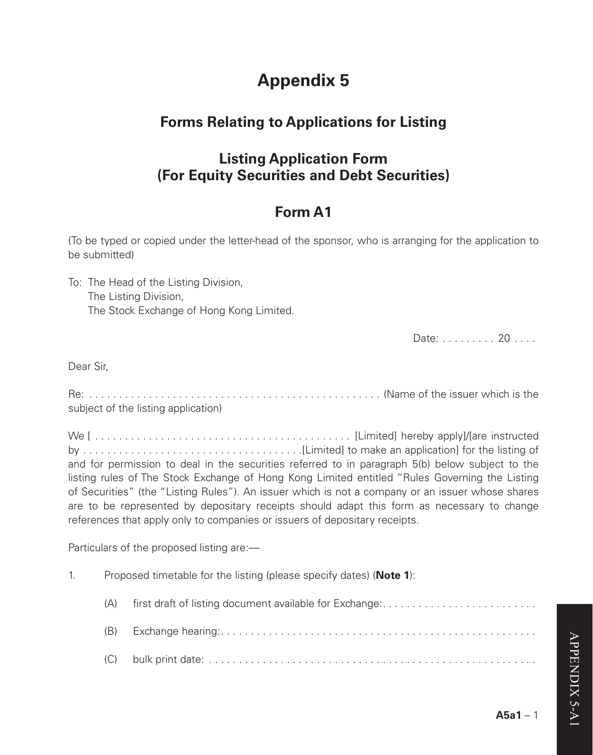# Appendix 5

## Forms Relating to Applications for Listing

## Listing Application Form (For Equity Securities and Debt Securities)

## Form A1

(To be typed or copied under the letter-head of the sponsor, who is arranging for the application to be submitted)

To: The Head of the Listing Division,
The Listing Division,
The Stock Exchange of Hong Kong Limited.

Date: . . . . . . . . . 20 . . . .

Dear Sir,

Re: . . . . . . . . . . . . . . . . . . . . . . . . . . . . . . . . . . . . . . . . . . . . . . . . . (Name of the issuer which is the subject of the listing application)

We [ . . . . . . . . . . . . . . . . . . . . . . . . . . . . . . . . . . . . . . . . . . . . [Limited] hereby apply]/[are instructed by . . . . . . . . . . . . . . . . . . . . . . . . . . . . . . . . . . . .[Limited] to make an application] for the listing of and for permission to deal in the securities referred to in paragraph 5(b) below subject to the listing rules of The Stock Exchange of Hong Kong Limited entitled "Rules Governing the Listing of Securities" (the "Listing Rules"). An issuer which is not a company or an issuer whose shares are to be represented by depositary receipts should adapt this form as necessary to change references that apply only to companies or issuers of depositary receipts.

Particulars of the proposed listing are:—

1. Proposed timetable for the listing (please specify dates) (**Note 1**):

   (A) first draft of listing document available for Exchange:. . . . . . . . . . . . . . . . . . . . . . . . . .

   (B) Exchange hearing:. . . . . . . . . . . . . . . . . . . . . . . . . . . . . . . . . . . . . . . . . . . . . . . . . . . . .

   (C) bulk print date: . . . . . . . . . . . . . . . . . . . . . . . . . . . . . . . . . . . . . . . . . . . . . . . . . . . . . .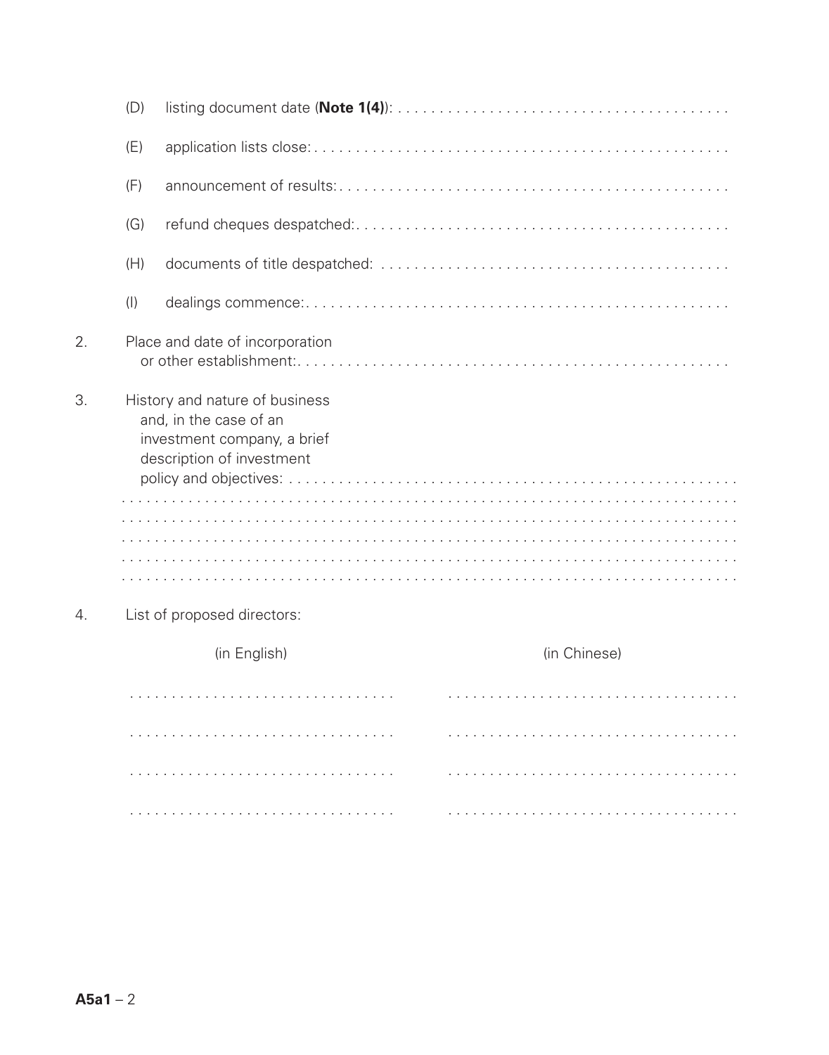(D) listing document date (**Note 1(4)**): . . . . . . . . . . . . . . . . . . . . . . . . . . . . . . . . . . . . . . . .

(E) application lists close: . . . . . . . . . . . . . . . . . . . . . . . . . . . . . . . . . . . . . . . . . . . . . . . . . .

(F) announcement of results: . . . . . . . . . . . . . . . . . . . . . . . . . . . . . . . . . . . . . . . . . . . . . . .

(G) refund cheques despatched: . . . . . . . . . . . . . . . . . . . . . . . . . . . . . . . . . . . . . . . . . . . .

(H) documents of title despatched: . . . . . . . . . . . . . . . . . . . . . . . . . . . . . . . . . . . . . . . . .

(I) dealings commence: . . . . . . . . . . . . . . . . . . . . . . . . . . . . . . . . . . . . . . . . . . . . . . . . . .

2. Place and date of incorporation or other establishment: . . . . . . . . . . . . . . . . . . . . . . . . . . . . . . . . . . . . . . . . . . . . . . . . . . .

3. History and nature of business and, in the case of an investment company, a brief description of investment policy and objectives: . . . . . . . . . . . . . . . . . . . . . . . . . . . . . . . . . . . . . . . . . . . . . . . . . . . . . .

. . . . . . . . . . . . . . . . . . . . . . . . . . . . . . . . . . . . . . . . . . . . . . . . . . . . . . . . . . . . . . . . . . . . . . .

. . . . . . . . . . . . . . . . . . . . . . . . . . . . . . . . . . . . . . . . . . . . . . . . . . . . . . . . . . . . . . . . . . . . . . .

. . . . . . . . . . . . . . . . . . . . . . . . . . . . . . . . . . . . . . . . . . . . . . . . . . . . . . . . . . . . . . . . . . . . . . .

. . . . . . . . . . . . . . . . . . . . . . . . . . . . . . . . . . . . . . . . . . . . . . . . . . . . . . . . . . . . . . . . . . . . . . .

. . . . . . . . . . . . . . . . . . . . . . . . . . . . . . . . . . . . . . . . . . . . . . . . . . . . . . . . . . . . . . . . . . . . . . .

4. List of proposed directors:

| (in English) | (in Chinese) |
| --- | --- |
| . . . . . . . . . . . . . . . . . . . . . . . . . . . . . . . . | . . . . . . . . . . . . . . . . . . . . . . . . . . . . . . . . . . . . |
| . . . . . . . . . . . . . . . . . . . . . . . . . . . . . . . . | . . . . . . . . . . . . . . . . . . . . . . . . . . . . . . . . . . . . |
| . . . . . . . . . . . . . . . . . . . . . . . . . . . . . . . . | . . . . . . . . . . . . . . . . . . . . . . . . . . . . . . . . . . . . |
| . . . . . . . . . . . . . . . . . . . . . . . . . . . . . . . . | . . . . . . . . . . . . . . . . . . . . . . . . . . . . . . . . . . . . |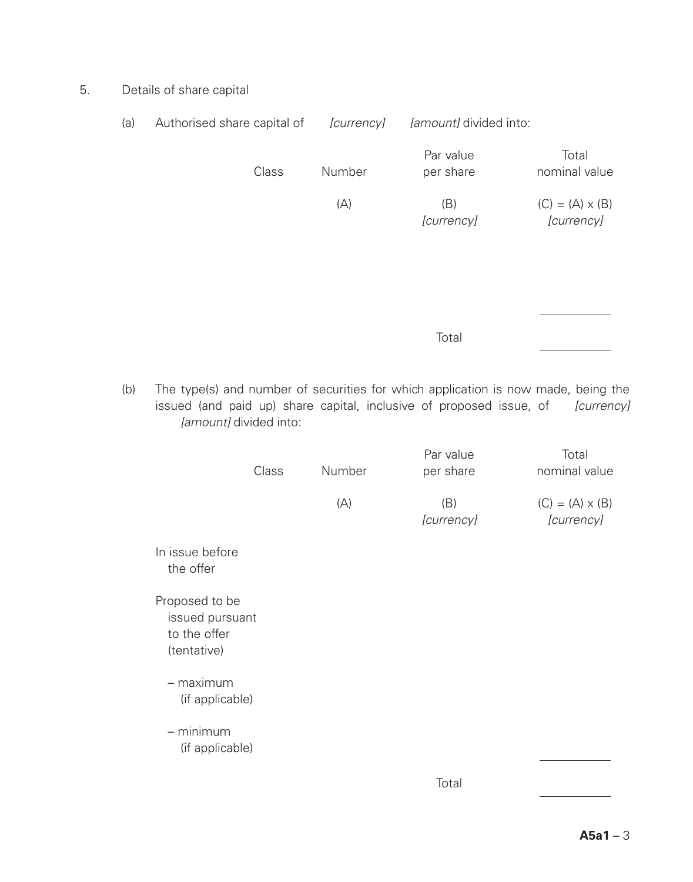5. Details of share capital

(a) Authorised share capital of *[currency]* *[amount]* divided into:

| Class | Number | Par value per share | Total nominal value |
|---|---|---|---|
| | (A) | (B) *[currency]* | (C) = (A) x (B) *[currency]* |
| | | | |
| | | Total | |

(b) The type(s) and number of securities for which application is now made, being the issued (and paid up) share capital, inclusive of proposed issue, of *[currency]* *[amount]* divided into:

| | Class | Number | Par value per share | Total nominal value |
|---|---|---|---|---|
| | | (A) | (B) *[currency]* | (C) = (A) x (B) *[currency]* |
| In issue before the offer | | | | |
| Proposed to be issued pursuant to the offer (tentative) | | | | |
| – maximum (if applicable) | | | | |
| – minimum (if applicable) | | | | |
| | | | Total | |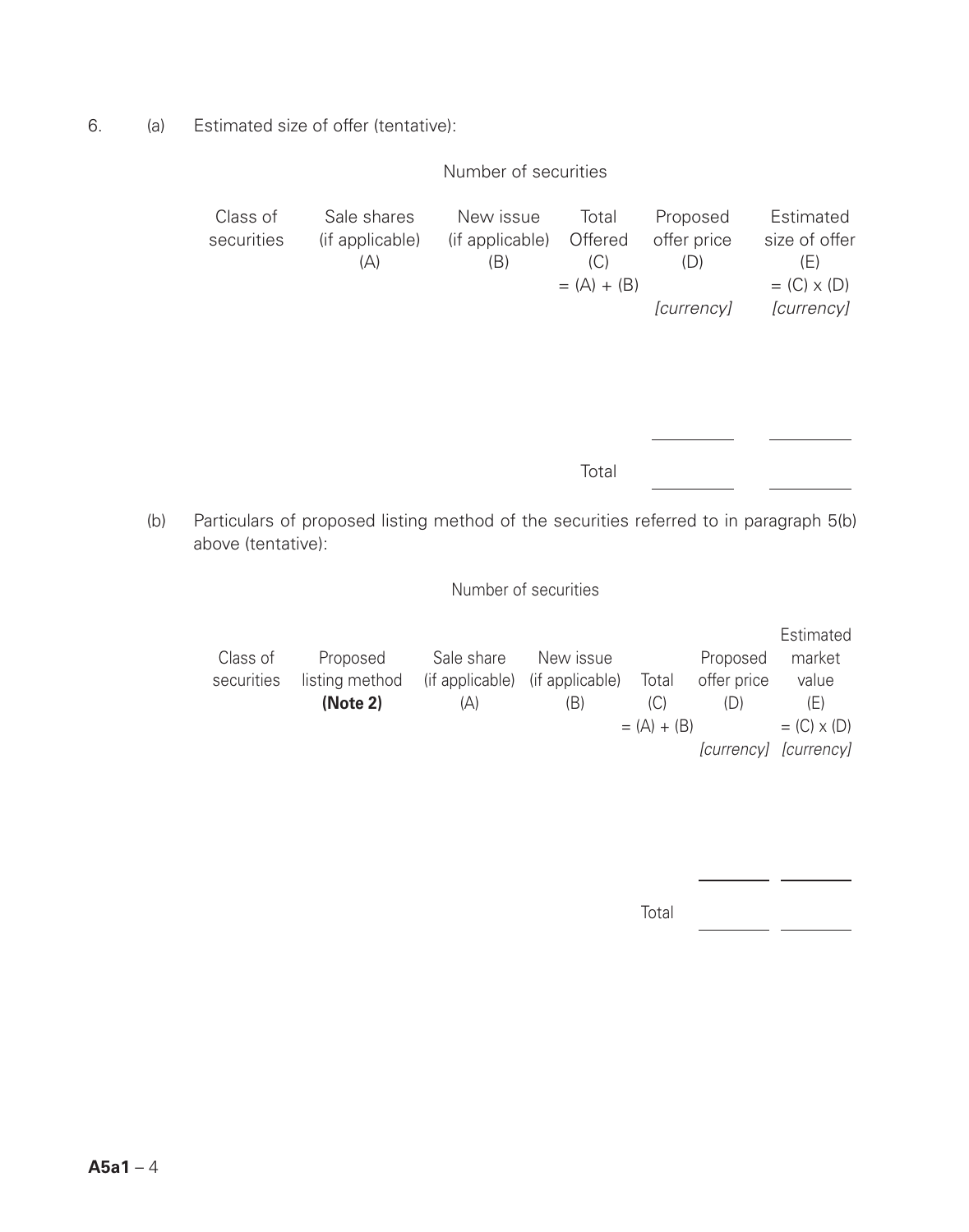6. (a) Estimated size of offer (tentative):

| | Number of securities | | | | |
|---|---|---|---|---|---|
| Class of securities | Sale shares (if applicable) (A) | New issue (if applicable) (B) | Total Offered (C) = (A) + (B) | Proposed offer price (D) *[currency]* | Estimated size of offer (E) = (C) x (D) *[currency]* |
| | | | | | |
| | | | Total | | |

(b) Particulars of proposed listing method of the securities referred to in paragraph 5(b) above (tentative):

| | | Number of securities | | | | |
|---|---|---|---|---|---|---|
| Class of securities | Proposed listing method **(Note 2)** | Sale share (if applicable) (A) | New issue (if applicable) (B) | Total (C) = (A) + (B) | Proposed offer price (D) *[currency]* | Estimated market value (E) = (C) x (D) *[currency]* |
| | | | | | | |
| | | | | Total | | |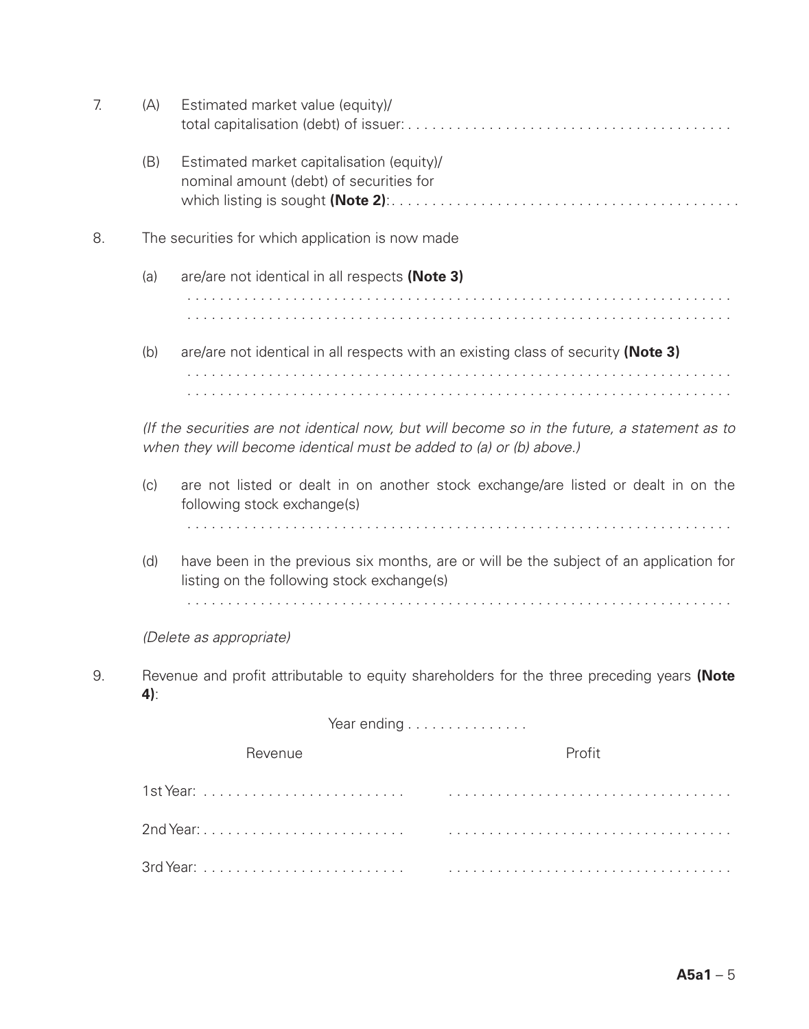7. (A) Estimated market value (equity)/ total capitalisation (debt) of issuer: . . . . . . . . . . . . . . . . . . . . . . . . . . . . . . . . . . . . . . . .

   (B) Estimated market capitalisation (equity)/ nominal amount (debt) of securities for which listing is sought **(Note 2)**: . . . . . . . . . . . . . . . . . . . . . . . . . . . . . . . . . . . . . . . . . . .

8. The securities for which application is now made

   (a) are/are not identical in all respects **(Note 3)**

   . . . . . . . . . . . . . . . . . . . . . . . . . . . . . . . . . . . . . . . . . . . . . . . . . . . . . . . . . . . . . . . .

   . . . . . . . . . . . . . . . . . . . . . . . . . . . . . . . . . . . . . . . . . . . . . . . . . . . . . . . . . . . . . . . .

   (b) are/are not identical in all respects with an existing class of security **(Note 3)**

   . . . . . . . . . . . . . . . . . . . . . . . . . . . . . . . . . . . . . . . . . . . . . . . . . . . . . . . . . . . . . . . .

   . . . . . . . . . . . . . . . . . . . . . . . . . . . . . . . . . . . . . . . . . . . . . . . . . . . . . . . . . . . . . . . .

   *(If the securities are not identical now, but will become so in the future, a statement as to when they will become identical must be added to (a) or (b) above.)*

   (c) are not listed or dealt in on another stock exchange/are listed or dealt in on the following stock exchange(s)

   . . . . . . . . . . . . . . . . . . . . . . . . . . . . . . . . . . . . . . . . . . . . . . . . . . . . . . . . . . . . . . . .

   (d) have been in the previous six months, are or will be the subject of an application for listing on the following stock exchange(s)

   . . . . . . . . . . . . . . . . . . . . . . . . . . . . . . . . . . . . . . . . . . . . . . . . . . . . . . . . . . . . . . . .

   *(Delete as appropriate)*

9. Revenue and profit attributable to equity shareholders for the three preceding years **(Note 4)**:

   Year ending . . . . . . . . . . . . . . .

| Revenue | Profit |
|---|---|
| 1st Year: . . . . . . . . . . . . . . . . . . . . . . . . | . . . . . . . . . . . . . . . . . . . . . . . . . . . . . . . . . |
| 2nd Year: . . . . . . . . . . . . . . . . . . . . . . . . | . . . . . . . . . . . . . . . . . . . . . . . . . . . . . . . . . |
| 3rd Year: . . . . . . . . . . . . . . . . . . . . . . . . | . . . . . . . . . . . . . . . . . . . . . . . . . . . . . . . . . |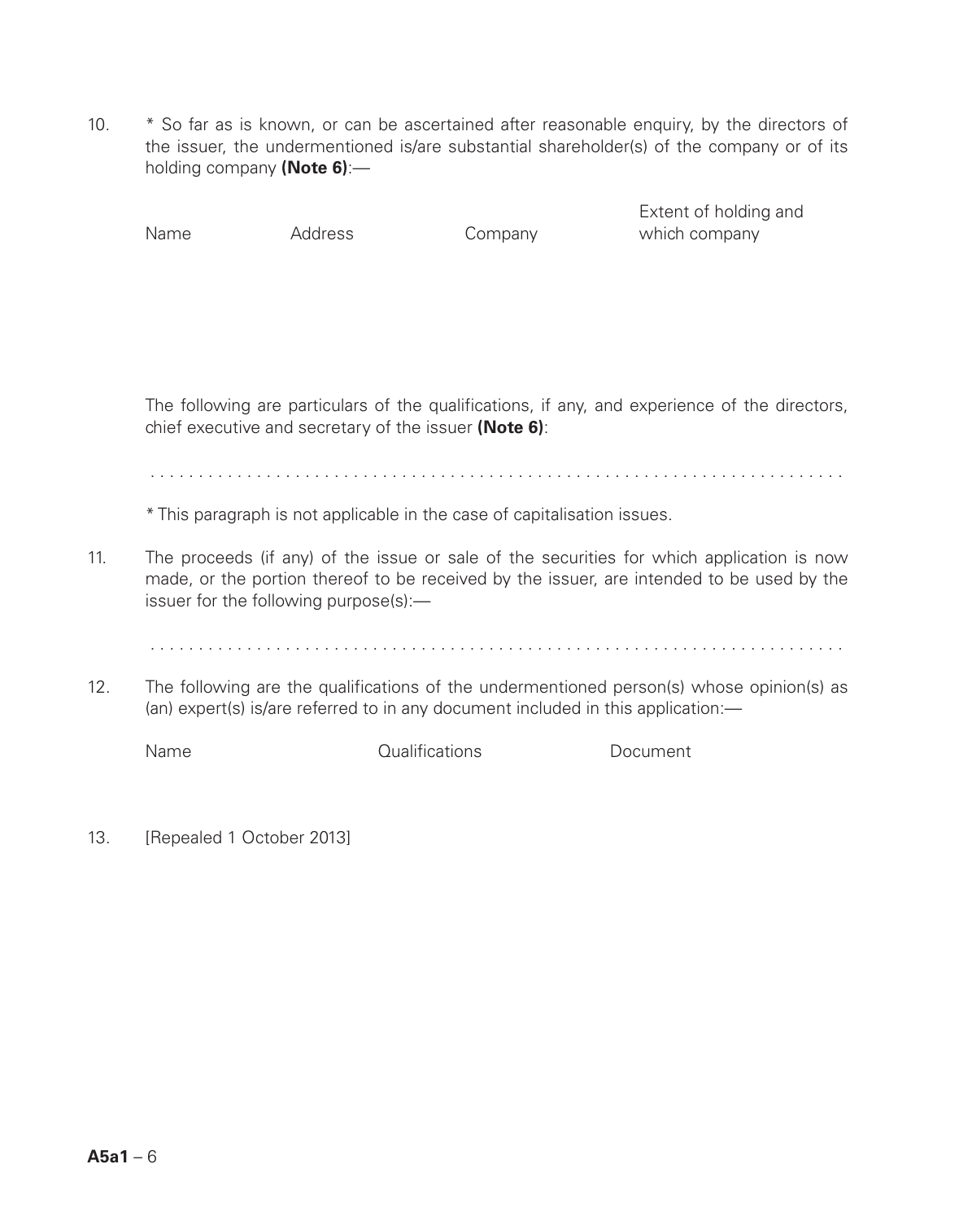10. * So far as is known, or can be ascertained after reasonable enquiry, by the directors of the issuer, the undermentioned is/are substantial shareholder(s) of the company or of its holding company **(Note 6)**:—

| Name | Address | Company | Extent of holding and which company |
|---|---|---|---|
| | | | |

The following are particulars of the qualifications, if any, and experience of the directors, chief executive and secretary of the issuer **(Note 6)**:

. . . . . . . . . . . . . . . . . . . . . . . . . . . . . . . . . . . . . . . . . . . . . . . . . . . . . . . . . . . . . . . . . . . . . .

* This paragraph is not applicable in the case of capitalisation issues.

11. The proceeds (if any) of the issue or sale of the securities for which application is now made, or the portion thereof to be received by the issuer, are intended to be used by the issuer for the following purpose(s):—

. . . . . . . . . . . . . . . . . . . . . . . . . . . . . . . . . . . . . . . . . . . . . . . . . . . . . . . . . . . . . . . . . . . . . .

12. The following are the qualifications of the undermentioned person(s) whose opinion(s) as (an) expert(s) is/are referred to in any document included in this application:—

| Name | Qualifications | Document |
|---|---|---|
| | | |

13. [Repealed 1 October 2013]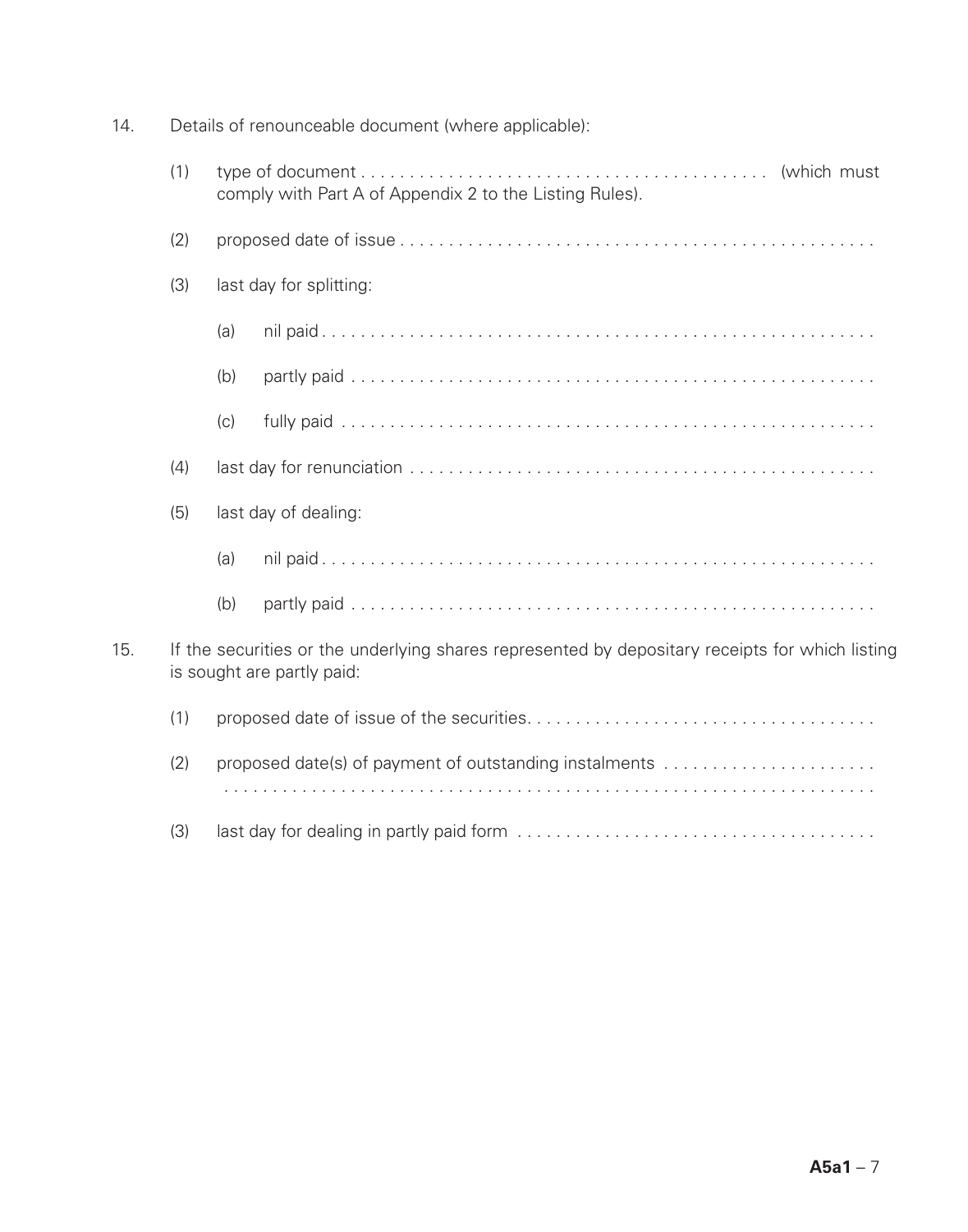14. Details of renounceable document (where applicable):

    (1) type of document . . . . . . . . . . . . . . . . . . . . . . . . . . . . . . . . . . . . . . . . . (which must comply with Part A of Appendix 2 to the Listing Rules).

    (2) proposed date of issue . . . . . . . . . . . . . . . . . . . . . . . . . . . . . . . . . . . . . . . . . . . . . . . .

    (3) last day for splitting:

        (a) nil paid . . . . . . . . . . . . . . . . . . . . . . . . . . . . . . . . . . . . . . . . . . . . . . . . . . . . . . . .

        (b) partly paid . . . . . . . . . . . . . . . . . . . . . . . . . . . . . . . . . . . . . . . . . . . . . . . . . . . . .

        (c) fully paid . . . . . . . . . . . . . . . . . . . . . . . . . . . . . . . . . . . . . . . . . . . . . . . . . . . . . .

    (4) last day for renunciation . . . . . . . . . . . . . . . . . . . . . . . . . . . . . . . . . . . . . . . . . . . . . . .

    (5) last day of dealing:

        (a) nil paid . . . . . . . . . . . . . . . . . . . . . . . . . . . . . . . . . . . . . . . . . . . . . . . . . . . . . . . .

        (b) partly paid . . . . . . . . . . . . . . . . . . . . . . . . . . . . . . . . . . . . . . . . . . . . . . . . . . . . .

15. If the securities or the underlying shares represented by depositary receipts for which listing is sought are partly paid:

    (1) proposed date of issue of the securities. . . . . . . . . . . . . . . . . . . . . . . . . . . . . . . . . . .

    (2) proposed date(s) of payment of outstanding instalments . . . . . . . . . . . . . . . . . . . . . .
    . . . . . . . . . . . . . . . . . . . . . . . . . . . . . . . . . . . . . . . . . . . . . . . . . . . . . . . . . . . . . . .

    (3) last day for dealing in partly paid form . . . . . . . . . . . . . . . . . . . . . . . . . . . . . . . . . . .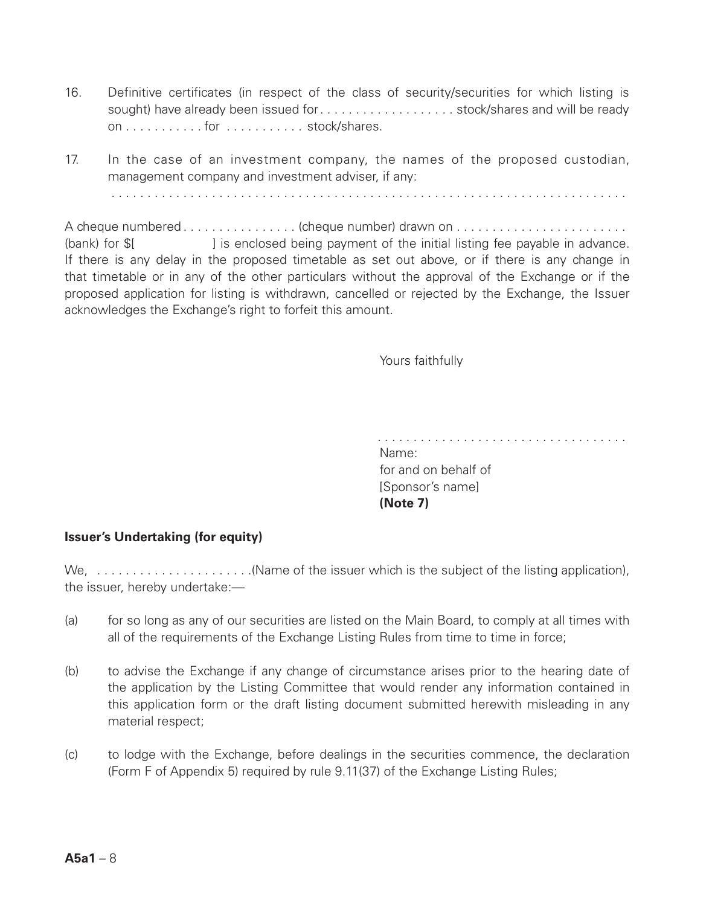16. Definitive certificates (in respect of the class of security/securities for which listing is sought) have already been issued for . . . . . . . . . . . . . . . . . . . stock/shares and will be ready on . . . . . . . . . . . for . . . . . . . . . . . stock/shares.

17. In the case of an investment company, the names of the proposed custodian, management company and investment adviser, if any:
. . . . . . . . . . . . . . . . . . . . . . . . . . . . . . . . . . . . . . . . . . . . . . . . . . . . . . . . . . . . . . . . . . . .

A cheque numbered . . . . . . . . . . . . . . . . (cheque number) drawn on . . . . . . . . . . . . . . . . . . . . . . . . (bank) for $[ ] is enclosed being payment of the initial listing fee payable in advance. If there is any delay in the proposed timetable as set out above, or if there is any change in that timetable or in any of the other particulars without the approval of the Exchange or if the proposed application for listing is withdrawn, cancelled or rejected by the Exchange, the Issuer acknowledges the Exchange's right to forfeit this amount.

Yours faithfully

. . . . . . . . . . . . . . . . . . . . . . . . . . . . . . . . . . . .
Name:
for and on behalf of
[Sponsor's name]
**(Note 7)**

**Issuer's Undertaking (for equity)**

We, . . . . . . . . . . . . . . . . . . . . . .(Name of the issuer which is the subject of the listing application), the issuer, hereby undertake:—

(a) for so long as any of our securities are listed on the Main Board, to comply at all times with all of the requirements of the Exchange Listing Rules from time to time in force;

(b) to advise the Exchange if any change of circumstance arises prior to the hearing date of the application by the Listing Committee that would render any information contained in this application form or the draft listing document submitted herewith misleading in any material respect;

(c) to lodge with the Exchange, before dealings in the securities commence, the declaration (Form F of Appendix 5) required by rule 9.11(37) of the Exchange Listing Rules;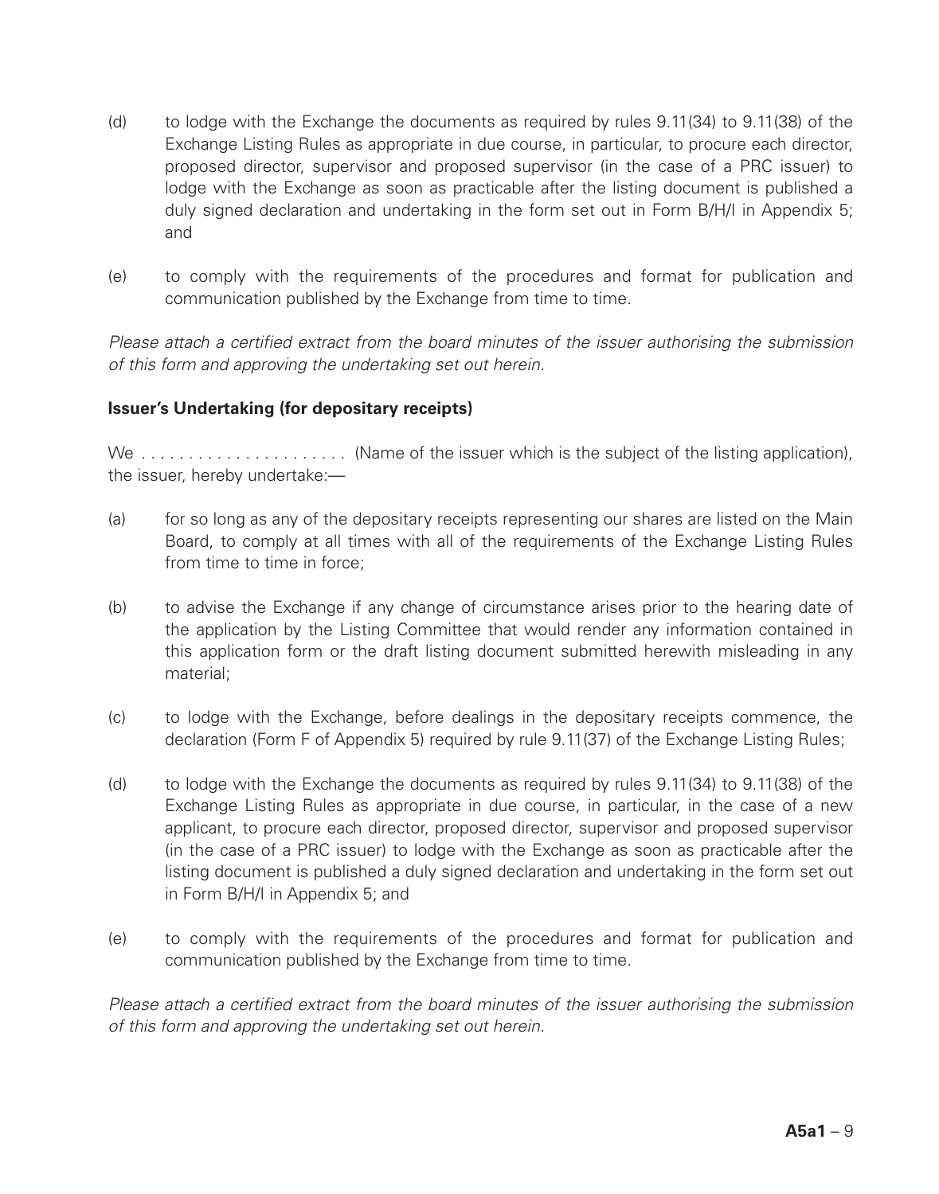(d) to lodge with the Exchange the documents as required by rules 9.11(34) to 9.11(38) of the Exchange Listing Rules as appropriate in due course, in particular, to procure each director, proposed director, supervisor and proposed supervisor (in the case of a PRC issuer) to lodge with the Exchange as soon as practicable after the listing document is published a duly signed declaration and undertaking in the form set out in Form B/H/I in Appendix 5; and

(e) to comply with the requirements of the procedures and format for publication and communication published by the Exchange from time to time.

*Please attach a certified extract from the board minutes of the issuer authorising the submission of this form and approving the undertaking set out herein.*

**Issuer's Undertaking (for depositary receipts)**

We . . . . . . . . . . . . . . . . . . . . . . (Name of the issuer which is the subject of the listing application), the issuer, hereby undertake:—

(a) for so long as any of the depositary receipts representing our shares are listed on the Main Board, to comply at all times with all of the requirements of the Exchange Listing Rules from time to time in force;

(b) to advise the Exchange if any change of circumstance arises prior to the hearing date of the application by the Listing Committee that would render any information contained in this application form or the draft listing document submitted herewith misleading in any material;

(c) to lodge with the Exchange, before dealings in the depositary receipts commence, the declaration (Form F of Appendix 5) required by rule 9.11(37) of the Exchange Listing Rules;

(d) to lodge with the Exchange the documents as required by rules 9.11(34) to 9.11(38) of the Exchange Listing Rules as appropriate in due course, in particular, in the case of a new applicant, to procure each director, proposed director, supervisor and proposed supervisor (in the case of a PRC issuer) to lodge with the Exchange as soon as practicable after the listing document is published a duly signed declaration and undertaking in the form set out in Form B/H/I in Appendix 5; and

(e) to comply with the requirements of the procedures and format for publication and communication published by the Exchange from time to time.

*Please attach a certified extract from the board minutes of the issuer authorising the submission of this form and approving the undertaking set out herein.*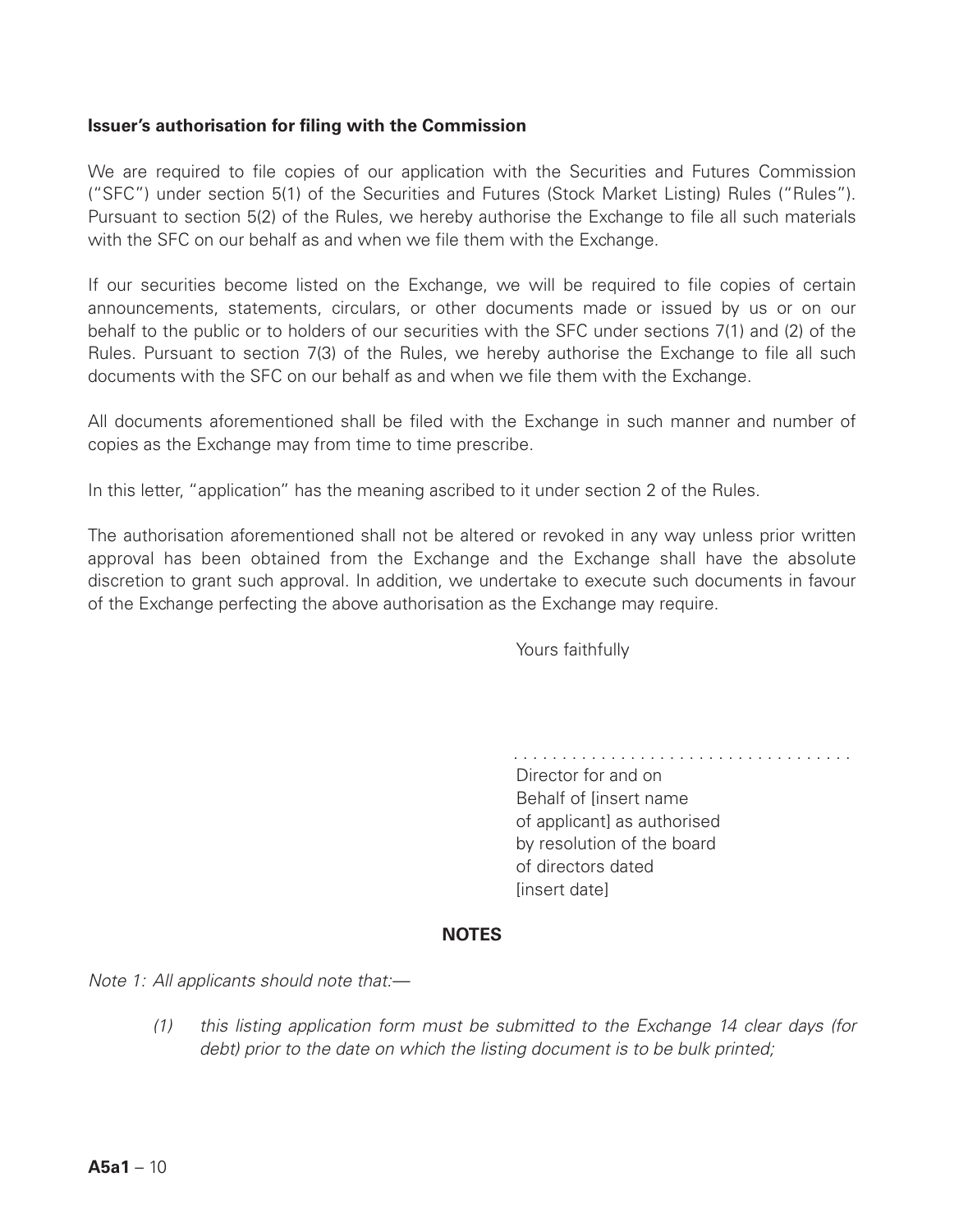**Issuer's authorisation for filing with the Commission**

We are required to file copies of our application with the Securities and Futures Commission ("SFC") under section 5(1) of the Securities and Futures (Stock Market Listing) Rules ("Rules"). Pursuant to section 5(2) of the Rules, we hereby authorise the Exchange to file all such materials with the SFC on our behalf as and when we file them with the Exchange.

If our securities become listed on the Exchange, we will be required to file copies of certain announcements, statements, circulars, or other documents made or issued by us or on our behalf to the public or to holders of our securities with the SFC under sections 7(1) and (2) of the Rules. Pursuant to section 7(3) of the Rules, we hereby authorise the Exchange to file all such documents with the SFC on our behalf as and when we file them with the Exchange.

All documents aforementioned shall be filed with the Exchange in such manner and number of copies as the Exchange may from time to time prescribe.

In this letter, "application" has the meaning ascribed to it under section 2 of the Rules.

The authorisation aforementioned shall not be altered or revoked in any way unless prior written approval has been obtained from the Exchange and the Exchange shall have the absolute discretion to grant such approval. In addition, we undertake to execute such documents in favour of the Exchange perfecting the above authorisation as the Exchange may require.

Yours faithfully

.....................................

Director for and on
Behalf of [insert name
of applicant] as authorised
by resolution of the board
of directors dated
[insert date]

**NOTES**

*Note 1: All applicants should note that:—*

*(1) this listing application form must be submitted to the Exchange 14 clear days (for debt) prior to the date on which the listing document is to be bulk printed;*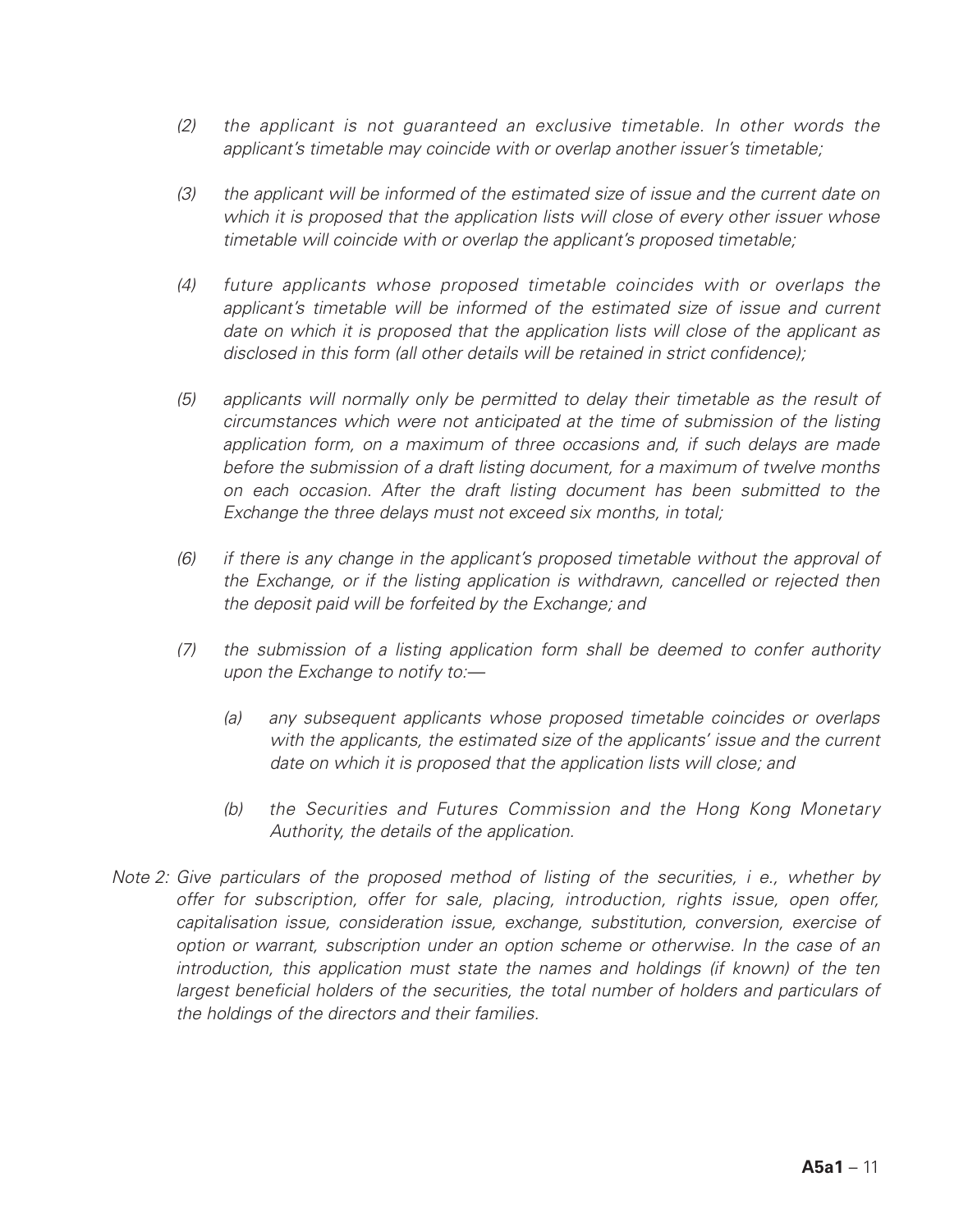*(2) the applicant is not guaranteed an exclusive timetable. In other words the applicant's timetable may coincide with or overlap another issuer's timetable;*

*(3) the applicant will be informed of the estimated size of issue and the current date on which it is proposed that the application lists will close of every other issuer whose timetable will coincide with or overlap the applicant's proposed timetable;*

*(4) future applicants whose proposed timetable coincides with or overlaps the applicant's timetable will be informed of the estimated size of issue and current date on which it is proposed that the application lists will close of the applicant as disclosed in this form (all other details will be retained in strict confidence);*

*(5) applicants will normally only be permitted to delay their timetable as the result of circumstances which were not anticipated at the time of submission of the listing application form, on a maximum of three occasions and, if such delays are made before the submission of a draft listing document, for a maximum of twelve months on each occasion. After the draft listing document has been submitted to the Exchange the three delays must not exceed six months, in total;*

*(6) if there is any change in the applicant's proposed timetable without the approval of the Exchange, or if the listing application is withdrawn, cancelled or rejected then the deposit paid will be forfeited by the Exchange; and*

*(7) the submission of a listing application form shall be deemed to confer authority upon the Exchange to notify to:—*

*(a) any subsequent applicants whose proposed timetable coincides or overlaps with the applicants, the estimated size of the applicants' issue and the current date on which it is proposed that the application lists will close; and*

*(b) the Securities and Futures Commission and the Hong Kong Monetary Authority, the details of the application.*

*Note 2: Give particulars of the proposed method of listing of the securities, i e., whether by offer for subscription, offer for sale, placing, introduction, rights issue, open offer, capitalisation issue, consideration issue, exchange, substitution, conversion, exercise of option or warrant, subscription under an option scheme or otherwise. In the case of an introduction, this application must state the names and holdings (if known) of the ten largest beneficial holders of the securities, the total number of holders and particulars of the holdings of the directors and their families.*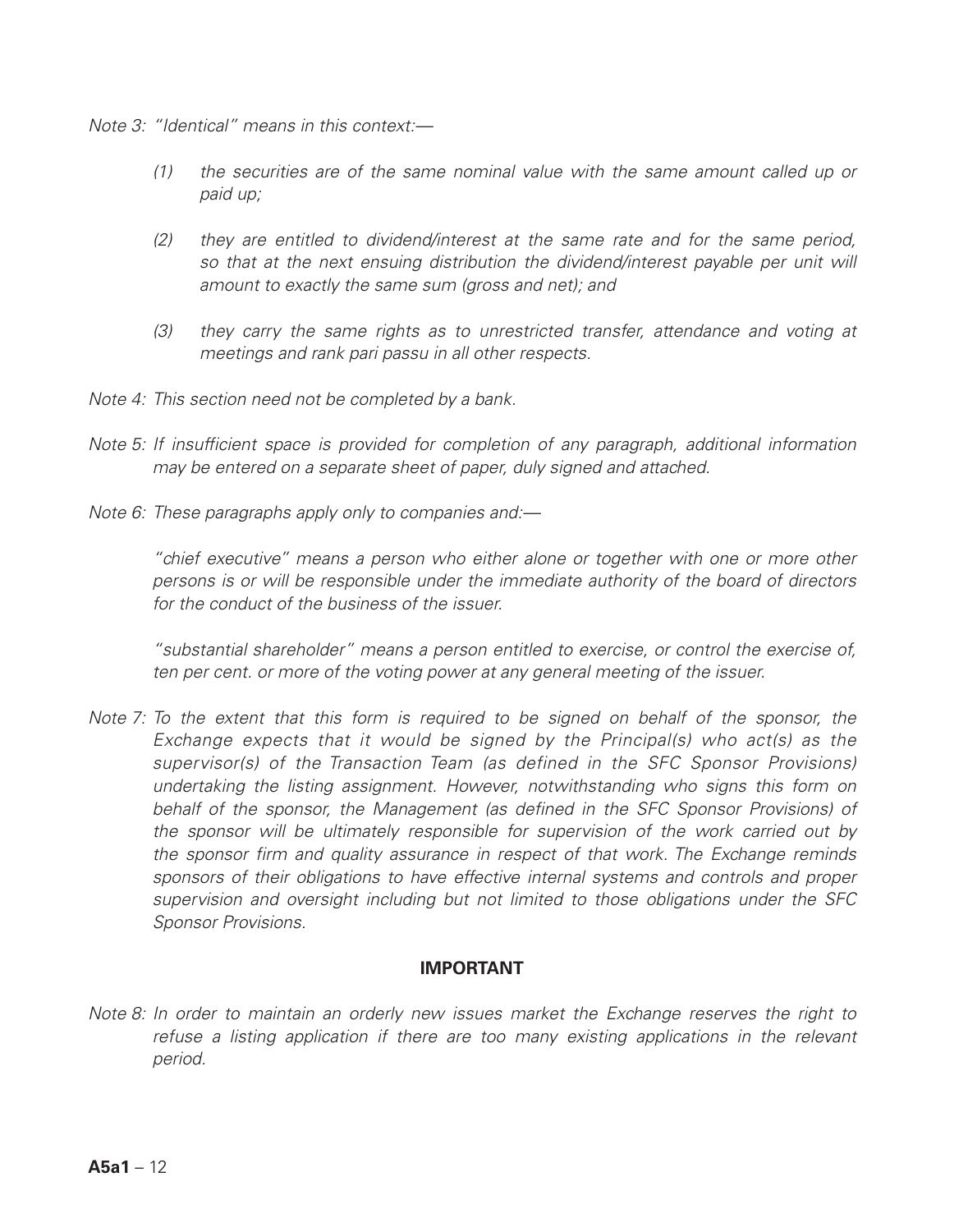*Note 3: "Identical" means in this context:—*

> *(1) the securities are of the same nominal value with the same amount called up or paid up;*
>
> *(2) they are entitled to dividend/interest at the same rate and for the same period, so that at the next ensuing distribution the dividend/interest payable per unit will amount to exactly the same sum (gross and net); and*
>
> *(3) they carry the same rights as to unrestricted transfer, attendance and voting at meetings and rank pari passu in all other respects.*

*Note 4: This section need not be completed by a bank.*

*Note 5: If insufficient space is provided for completion of any paragraph, additional information may be entered on a separate sheet of paper, duly signed and attached.*

*Note 6: These paragraphs apply only to companies and:—*

> *"chief executive" means a person who either alone or together with one or more other persons is or will be responsible under the immediate authority of the board of directors for the conduct of the business of the issuer.*
>
> *"substantial shareholder" means a person entitled to exercise, or control the exercise of, ten per cent. or more of the voting power at any general meeting of the issuer.*

*Note 7: To the extent that this form is required to be signed on behalf of the sponsor, the Exchange expects that it would be signed by the Principal(s) who act(s) as the supervisor(s) of the Transaction Team (as defined in the SFC Sponsor Provisions) undertaking the listing assignment. However, notwithstanding who signs this form on behalf of the sponsor, the Management (as defined in the SFC Sponsor Provisions) of the sponsor will be ultimately responsible for supervision of the work carried out by the sponsor firm and quality assurance in respect of that work. The Exchange reminds sponsors of their obligations to have effective internal systems and controls and proper supervision and oversight including but not limited to those obligations under the SFC Sponsor Provisions.*

**IMPORTANT**

*Note 8: In order to maintain an orderly new issues market the Exchange reserves the right to refuse a listing application if there are too many existing applications in the relevant period.*